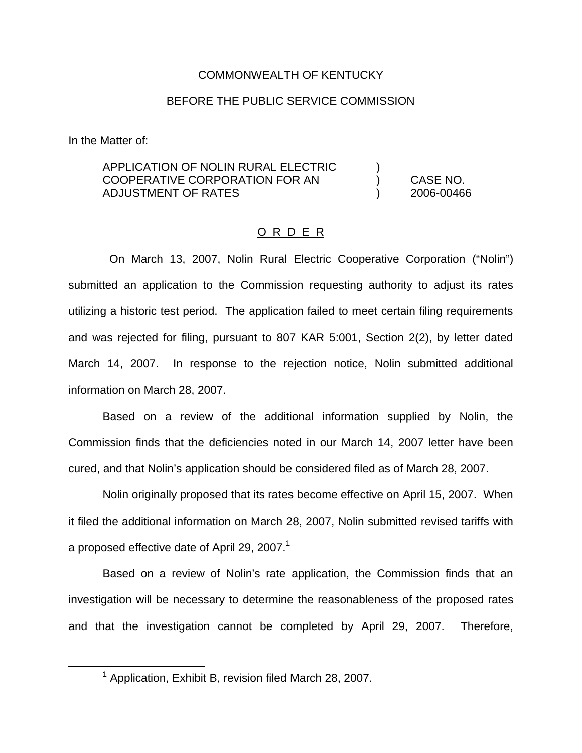COMMONWEALTH OF KENTUCKY

BEFORE THE PUBLIC SERVICE COMMISSION

In the Matter of:

| | | |
|---|---|---|
| APPLICATION OF NOLIN RURAL ELECTRIC COOPERATIVE CORPORATION FOR AN ADJUSTMENT OF RATES | ) ) ) | CASE NO. 2006-00466 |

<u>O R D E R</u>

On March 13, 2007, Nolin Rural Electric Cooperative Corporation ("Nolin") submitted an application to the Commission requesting authority to adjust its rates utilizing a historic test period. The application failed to meet certain filing requirements and was rejected for filing, pursuant to 807 KAR 5:001, Section 2(2), by letter dated March 14, 2007. In response to the rejection notice, Nolin submitted additional information on March 28, 2007.

Based on a review of the additional information supplied by Nolin, the Commission finds that the deficiencies noted in our March 14, 2007 letter have been cured, and that Nolin's application should be considered filed as of March 28, 2007.

Nolin originally proposed that its rates become effective on April 15, 2007. When it filed the additional information on March 28, 2007, Nolin submitted revised tariffs with a proposed effective date of April 29, 2007.[1]

Based on a review of Nolin's rate application, the Commission finds that an investigation will be necessary to determine the reasonableness of the proposed rates and that the investigation cannot be completed by April 29, 2007. Therefore,

[1] Application, Exhibit B, revision filed March 28, 2007.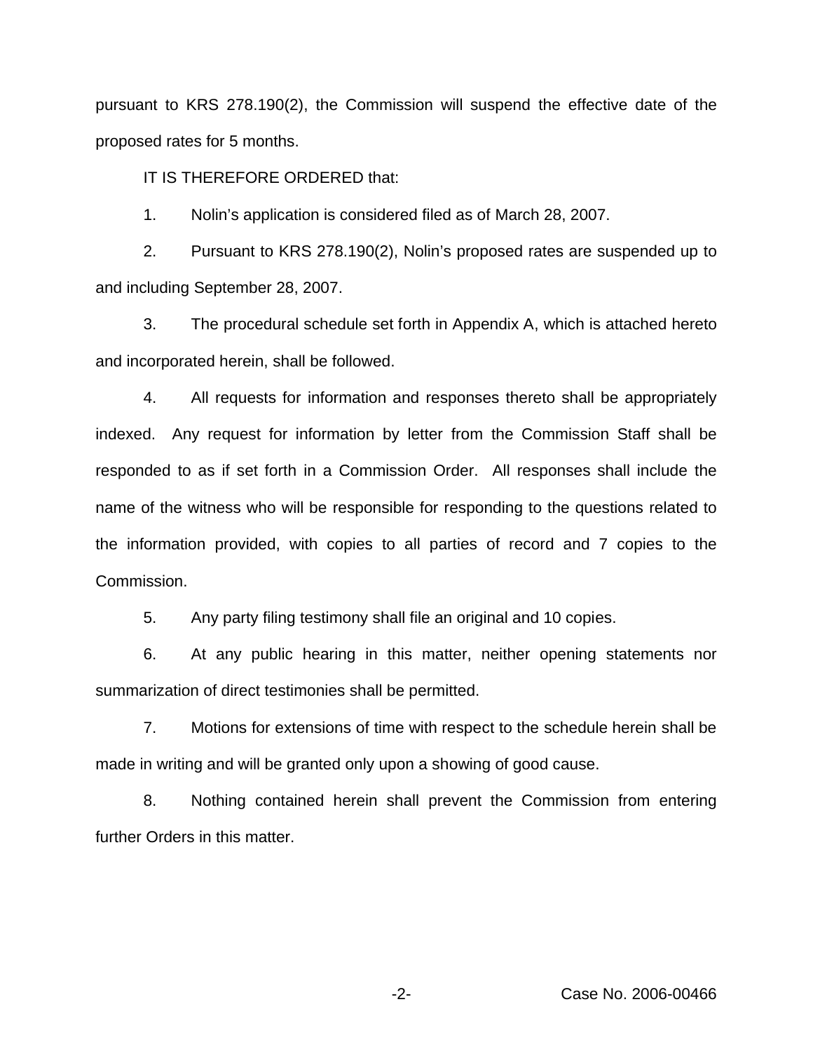pursuant to KRS 278.190(2), the Commission will suspend the effective date of the proposed rates for 5 months.

IT IS THEREFORE ORDERED that:

1. Nolin's application is considered filed as of March 28, 2007.

2. Pursuant to KRS 278.190(2), Nolin's proposed rates are suspended up to and including September 28, 2007.

3. The procedural schedule set forth in Appendix A, which is attached hereto and incorporated herein, shall be followed.

4. All requests for information and responses thereto shall be appropriately indexed. Any request for information by letter from the Commission Staff shall be responded to as if set forth in a Commission Order. All responses shall include the name of the witness who will be responsible for responding to the questions related to the information provided, with copies to all parties of record and 7 copies to the Commission.

5. Any party filing testimony shall file an original and 10 copies.

6. At any public hearing in this matter, neither opening statements nor summarization of direct testimonies shall be permitted.

7. Motions for extensions of time with respect to the schedule herein shall be made in writing and will be granted only upon a showing of good cause.

8. Nothing contained herein shall prevent the Commission from entering further Orders in this matter.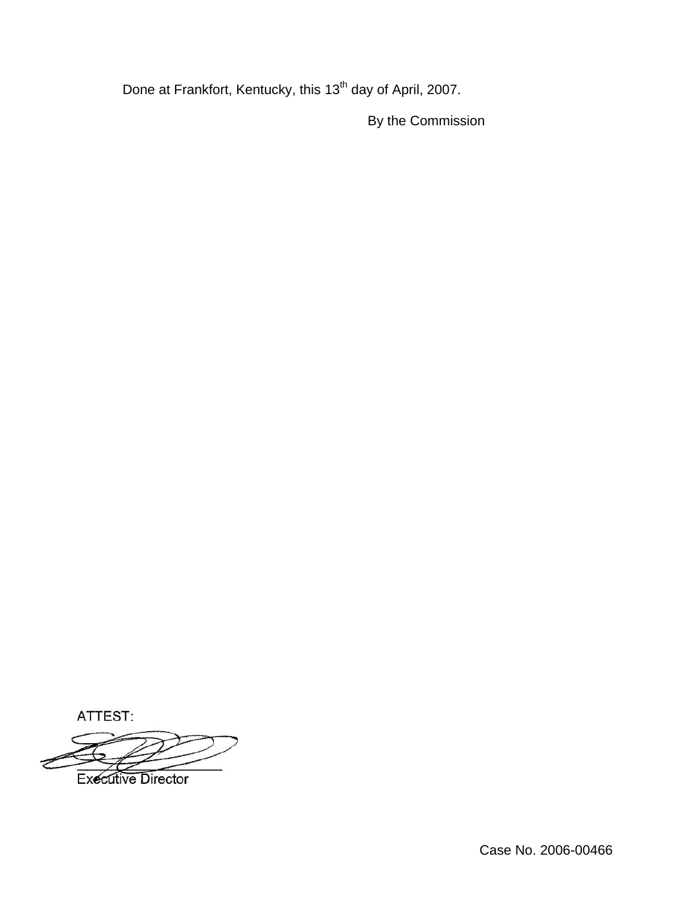Done at Frankfort, Kentucky, this 13th day of April, 2007.

By the Commission

ATTEST:

Executive Director

Case No. 2006-00466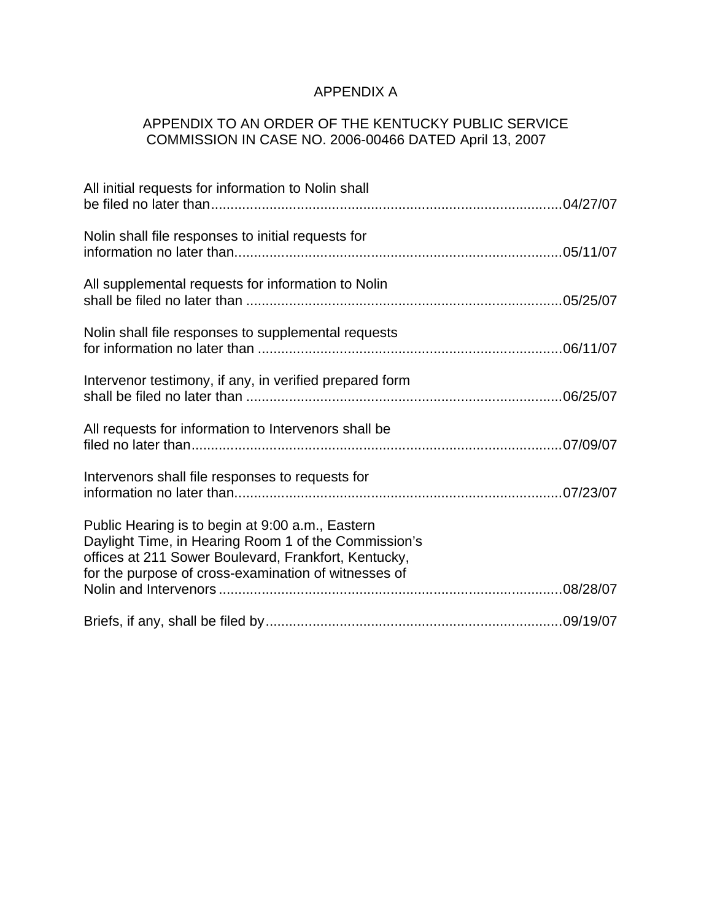# APPENDIX A

APPENDIX TO AN ORDER OF THE KENTUCKY PUBLIC SERVICE COMMISSION IN CASE NO. 2006-00466 DATED April 13, 2007

All initial requests for information to Nolin shall be filed no later than..........04/27/07

Nolin shall file responses to initial requests for information no later than..........05/11/07

All supplemental requests for information to Nolin shall be filed no later than..........05/25/07

Nolin shall file responses to supplemental requests for information no later than..........06/11/07

Intervenor testimony, if any, in verified prepared form shall be filed no later than..........06/25/07

All requests for information to Intervenors shall be filed no later than..........07/09/07

Intervenors shall file responses to requests for information no later than..........07/23/07

Public Hearing is to begin at 9:00 a.m., Eastern Daylight Time, in Hearing Room 1 of the Commission's offices at 211 Sower Boulevard, Frankfort, Kentucky, for the purpose of cross-examination of witnesses of Nolin and Intervenors..........08/28/07

Briefs, if any, shall be filed by..........09/19/07